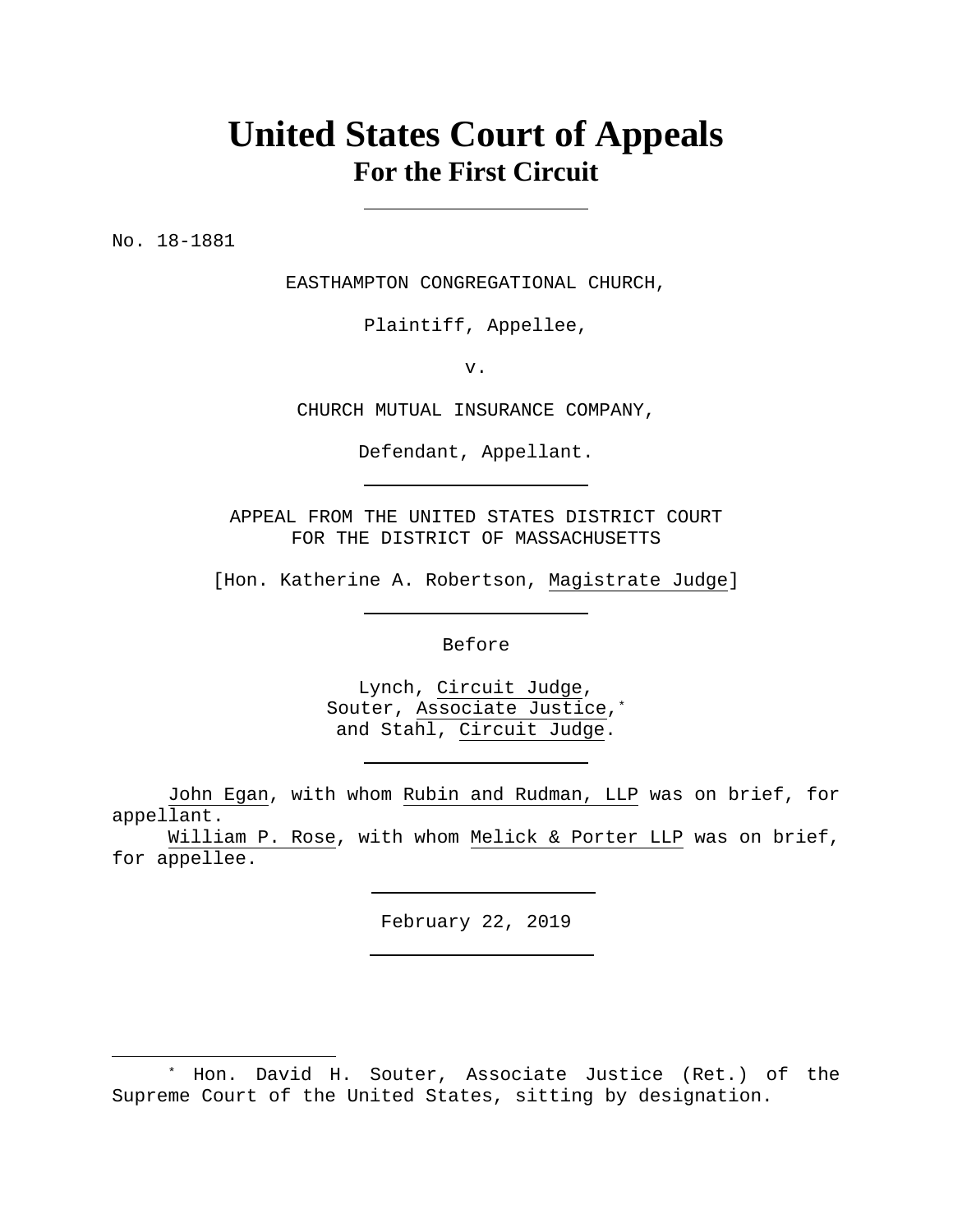# United States Court of Appeals
## For the First Circuit

---

No. 18-1881

EASTHAMPTON CONGREGATIONAL CHURCH,

Plaintiff, Appellee,

v.

CHURCH MUTUAL INSURANCE COMPANY,

Defendant, Appellant.

---

APPEAL FROM THE UNITED STATES DISTRICT COURT
FOR THE DISTRICT OF MASSACHUSETTS

[Hon. Katherine A. Robertson, Magistrate Judge]

---

Before

Lynch, Circuit Judge,
Souter, Associate Justice,*
and Stahl, Circuit Judge.

---

John Egan, with whom Rubin and Rudman, LLP was on brief, for appellant.

William P. Rose, with whom Melick & Porter LLP was on brief, for appellee.

---

February 22, 2019

---

* Hon. David H. Souter, Associate Justice (Ret.) of the Supreme Court of the United States, sitting by designation.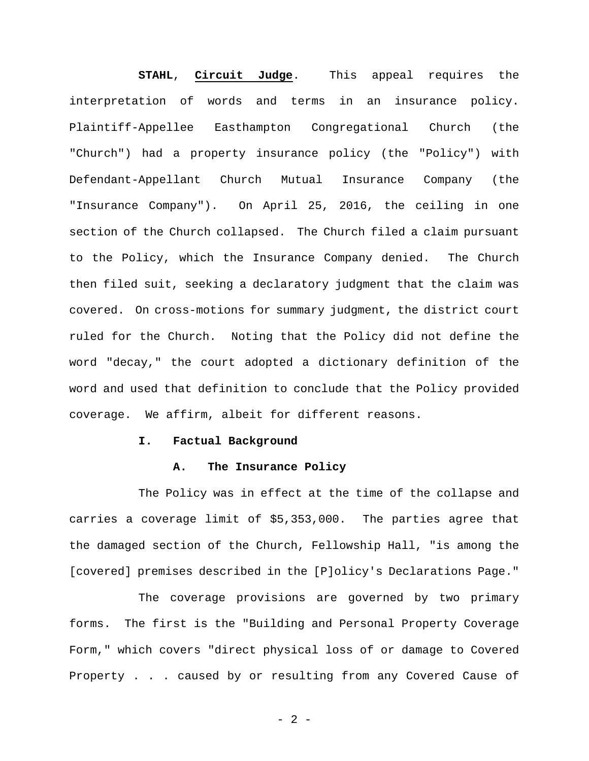**STAHL**, **Circuit Judge**. This appeal requires the interpretation of words and terms in an insurance policy. Plaintiff-Appellee Easthampton Congregational Church (the "Church") had a property insurance policy (the "Policy") with Defendant-Appellant Church Mutual Insurance Company (the "Insurance Company"). On April 25, 2016, the ceiling in one section of the Church collapsed. The Church filed a claim pursuant to the Policy, which the Insurance Company denied. The Church then filed suit, seeking a declaratory judgment that the claim was covered. On cross-motions for summary judgment, the district court ruled for the Church. Noting that the Policy did not define the word "decay," the court adopted a dictionary definition of the word and used that definition to conclude that the Policy provided coverage. We affirm, albeit for different reasons.

## I. Factual Background

### A. The Insurance Policy

The Policy was in effect at the time of the collapse and carries a coverage limit of $5,353,000. The parties agree that the damaged section of the Church, Fellowship Hall, "is among the [covered] premises described in the [P]olicy's Declarations Page."

The coverage provisions are governed by two primary forms. The first is the "Building and Personal Property Coverage Form," which covers "direct physical loss of or damage to Covered Property . . . caused by or resulting from any Covered Cause of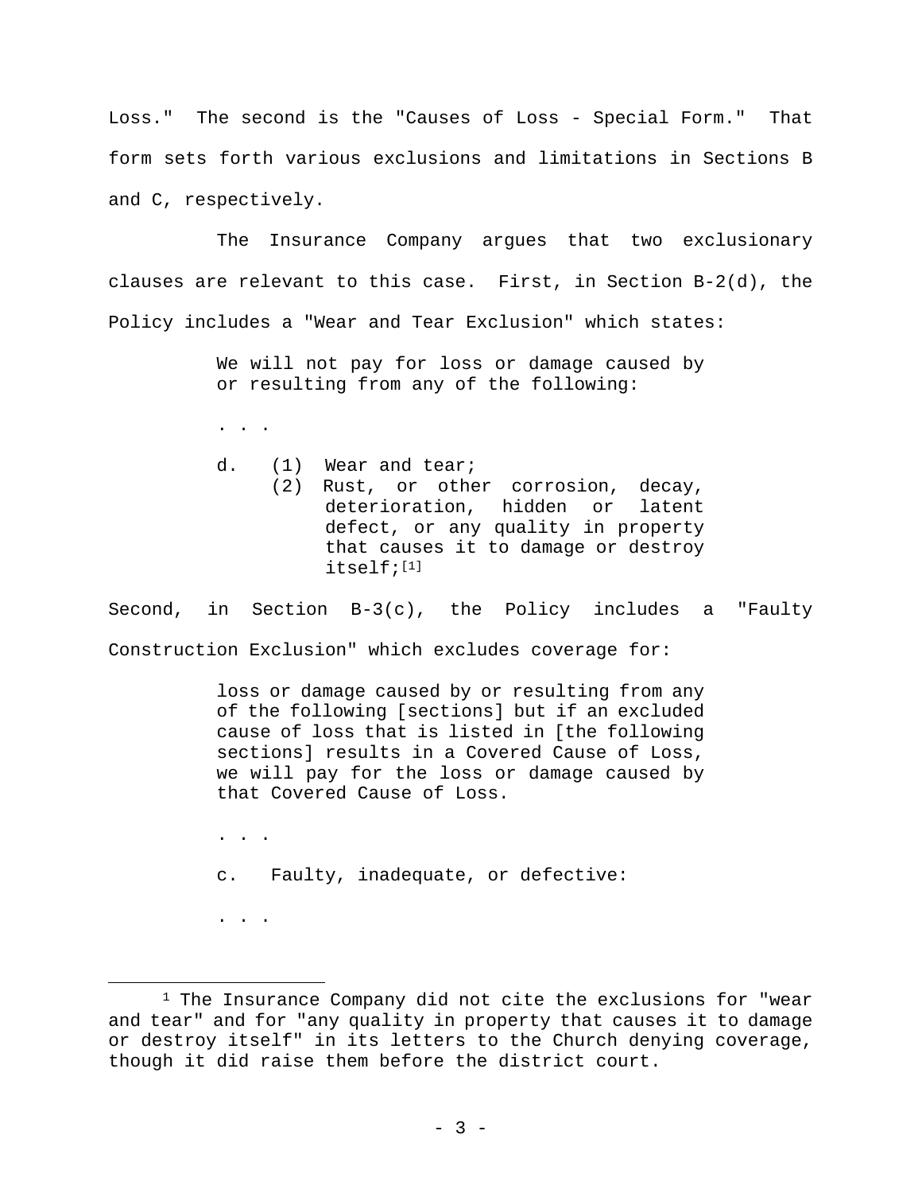Loss." The second is the "Causes of Loss - Special Form." That form sets forth various exclusions and limitations in Sections B and C, respectively.

The Insurance Company argues that two exclusionary clauses are relevant to this case. First, in Section B-2(d), the Policy includes a "Wear and Tear Exclusion" which states:

> We will not pay for loss or damage caused by or resulting from any of the following:
>
> . . .
>
> d. (1) Wear and tear;
>
> (2) Rust, or other corrosion, decay, deterioration, hidden or latent defect, or any quality in property that causes it to damage or destroy itself;[1]

Second, in Section B-3(c), the Policy includes a "Faulty Construction Exclusion" which excludes coverage for:

> loss or damage caused by or resulting from any of the following [sections] but if an excluded cause of loss that is listed in [the following sections] results in a Covered Cause of Loss, we will pay for the loss or damage caused by that Covered Cause of Loss.
>
> . . .
>
> c. Faulty, inadequate, or defective:
>
> . . .

---

[1] The Insurance Company did not cite the exclusions for "wear and tear" and for "any quality in property that causes it to damage or destroy itself" in its letters to the Church denying coverage, though it did raise them before the district court.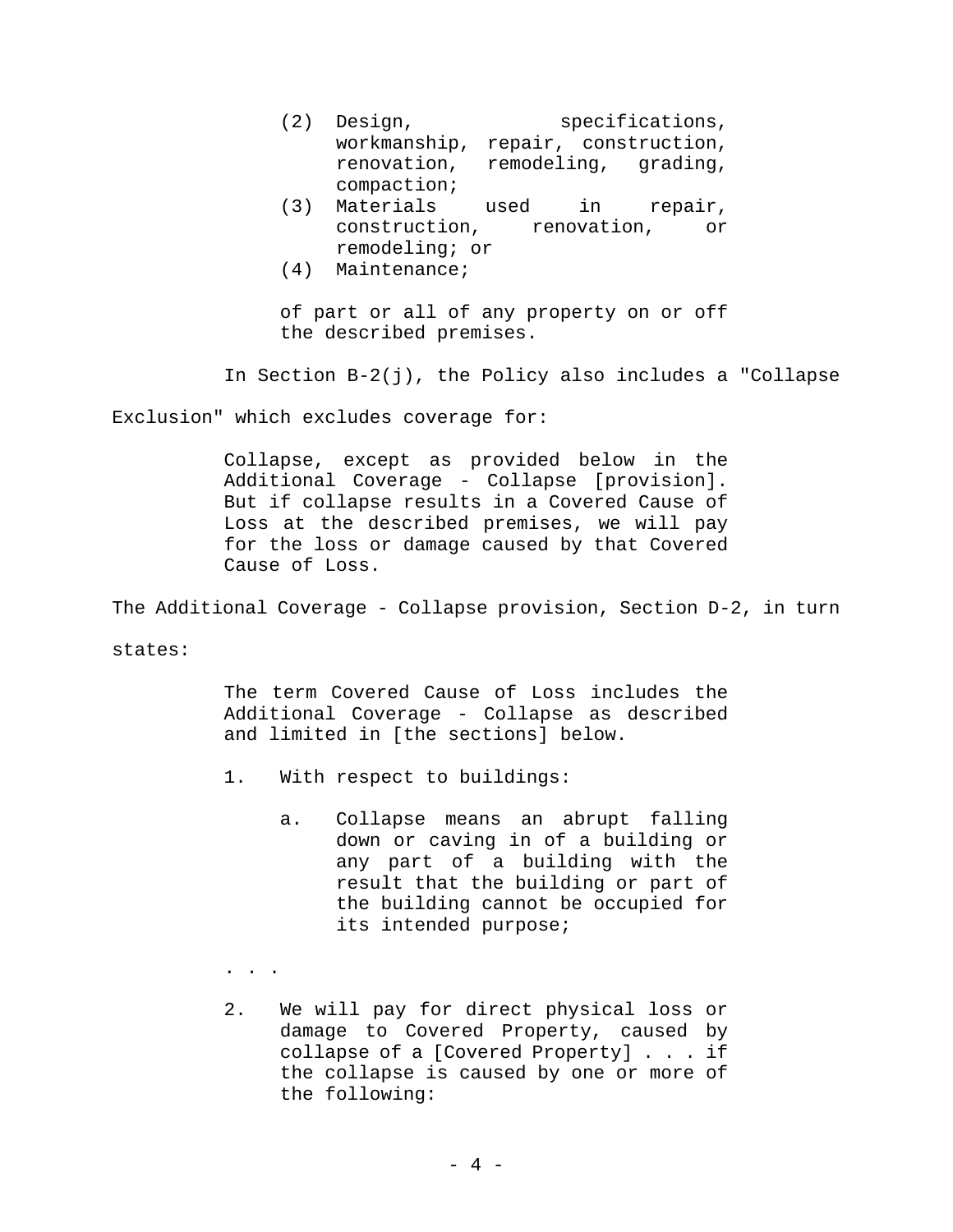> (2) Design, specifications, workmanship, repair, construction, renovation, remodeling, grading, compaction;
>
> (3) Materials used in repair, construction, renovation, or remodeling; or
>
> (4) Maintenance;
>
> of part or all of any property on or off the described premises.

In Section B-2(j), the Policy also includes a "Collapse Exclusion" which excludes coverage for:

> Collapse, except as provided below in the Additional Coverage - Collapse [provision]. But if collapse results in a Covered Cause of Loss at the described premises, we will pay for the loss or damage caused by that Covered Cause of Loss.

The Additional Coverage - Collapse provision, Section D-2, in turn states:

> The term Covered Cause of Loss includes the Additional Coverage - Collapse as described and limited in [the sections] below.
>
> 1. With respect to buildings:
>
>    a. Collapse means an abrupt falling down or caving in of a building or any part of a building with the result that the building or part of the building cannot be occupied for its intended purpose;
>
> . . .
>
> 2. We will pay for direct physical loss or damage to Covered Property, caused by collapse of a [Covered Property] . . . if the collapse is caused by one or more of the following: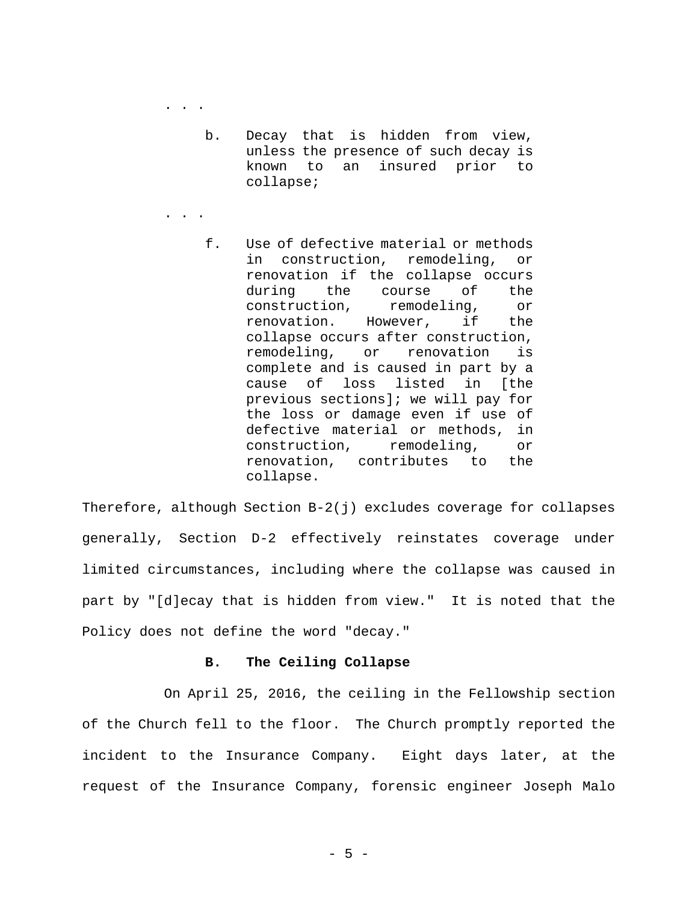. . .

> b. Decay that is hidden from view, unless the presence of such decay is known to an insured prior to collapse;

. . .

> f. Use of defective material or methods in construction, remodeling, or renovation if the collapse occurs during the course of the construction, remodeling, or renovation. However, if the collapse occurs after construction, remodeling, or renovation is complete and is caused in part by a cause of loss listed in [the previous sections]; we will pay for the loss or damage even if use of defective material or methods, in construction, remodeling, or renovation, contributes to the collapse.

Therefore, although Section B-2(j) excludes coverage for collapses generally, Section D-2 effectively reinstates coverage under limited circumstances, including where the collapse was caused in part by "[d]ecay that is hidden from view." It is noted that the Policy does not define the word "decay."

**B. The Ceiling Collapse**

On April 25, 2016, the ceiling in the Fellowship section of the Church fell to the floor. The Church promptly reported the incident to the Insurance Company. Eight days later, at the request of the Insurance Company, forensic engineer Joseph Malo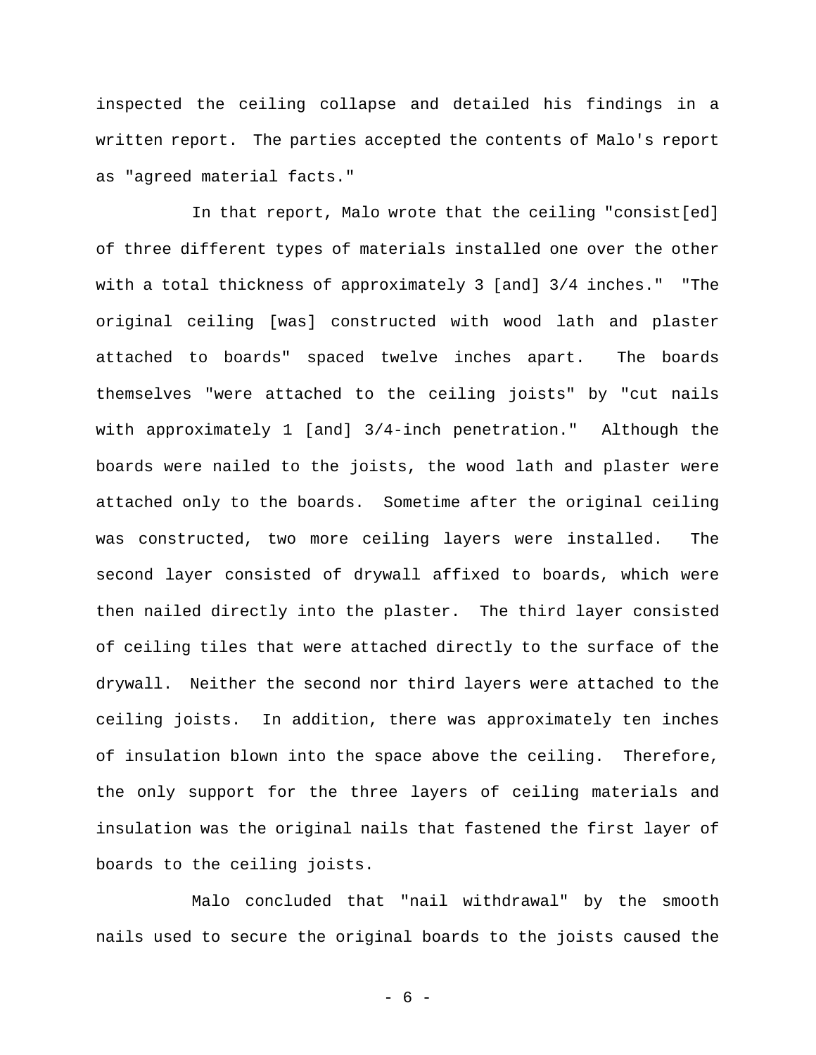inspected the ceiling collapse and detailed his findings in a written report. The parties accepted the contents of Malo's report as "agreed material facts."

In that report, Malo wrote that the ceiling "consist[ed] of three different types of materials installed one over the other with a total thickness of approximately 3 [and] 3/4 inches." "The original ceiling [was] constructed with wood lath and plaster attached to boards" spaced twelve inches apart. The boards themselves "were attached to the ceiling joists" by "cut nails with approximately 1 [and] 3/4-inch penetration." Although the boards were nailed to the joists, the wood lath and plaster were attached only to the boards. Sometime after the original ceiling was constructed, two more ceiling layers were installed. The second layer consisted of drywall affixed to boards, which were then nailed directly into the plaster. The third layer consisted of ceiling tiles that were attached directly to the surface of the drywall. Neither the second nor third layers were attached to the ceiling joists. In addition, there was approximately ten inches of insulation blown into the space above the ceiling. Therefore, the only support for the three layers of ceiling materials and insulation was the original nails that fastened the first layer of boards to the ceiling joists.

Malo concluded that "nail withdrawal" by the smooth nails used to secure the original boards to the joists caused the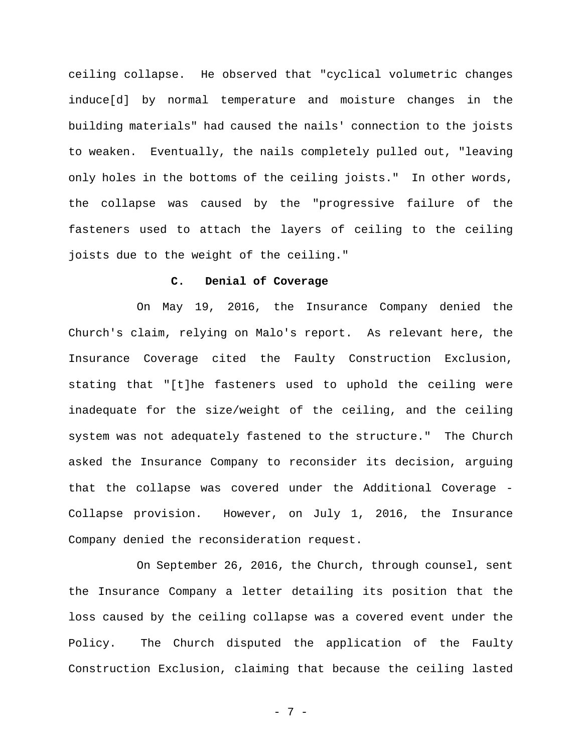ceiling collapse. He observed that "cyclical volumetric changes induce[d] by normal temperature and moisture changes in the building materials" had caused the nails' connection to the joists to weaken. Eventually, the nails completely pulled out, "leaving only holes in the bottoms of the ceiling joists." In other words, the collapse was caused by the "progressive failure of the fasteners used to attach the layers of ceiling to the ceiling joists due to the weight of the ceiling."

### C. Denial of Coverage

On May 19, 2016, the Insurance Company denied the Church's claim, relying on Malo's report. As relevant here, the Insurance Coverage cited the Faulty Construction Exclusion, stating that "[t]he fasteners used to uphold the ceiling were inadequate for the size/weight of the ceiling, and the ceiling system was not adequately fastened to the structure." The Church asked the Insurance Company to reconsider its decision, arguing that the collapse was covered under the Additional Coverage - Collapse provision. However, on July 1, 2016, the Insurance Company denied the reconsideration request.

On September 26, 2016, the Church, through counsel, sent the Insurance Company a letter detailing its position that the loss caused by the ceiling collapse was a covered event under the Policy. The Church disputed the application of the Faulty Construction Exclusion, claiming that because the ceiling lasted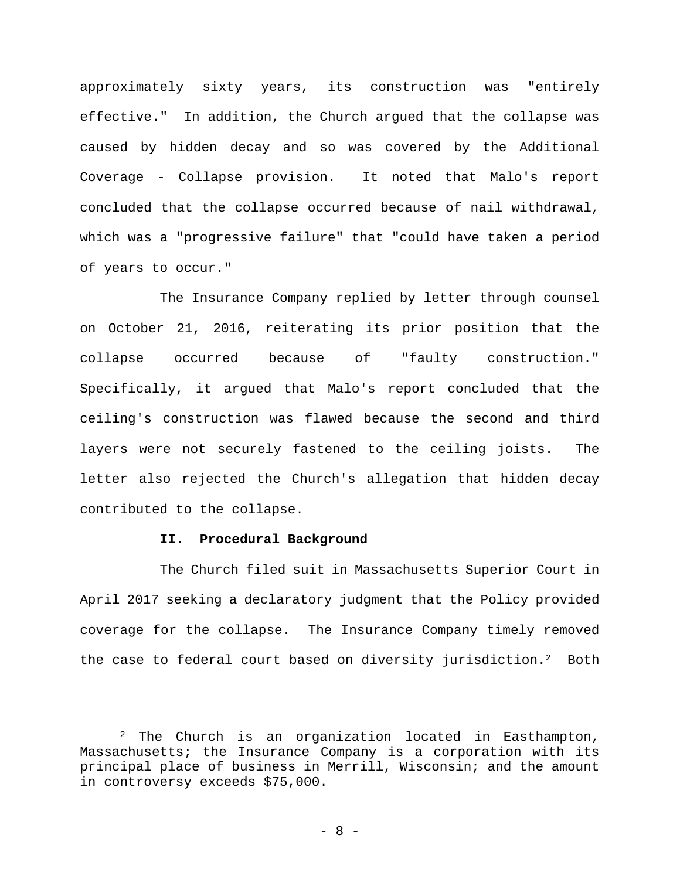approximately sixty years, its construction was "entirely effective." In addition, the Church argued that the collapse was caused by hidden decay and so was covered by the Additional Coverage - Collapse provision. It noted that Malo's report concluded that the collapse occurred because of nail withdrawal, which was a "progressive failure" that "could have taken a period of years to occur."

The Insurance Company replied by letter through counsel on October 21, 2016, reiterating its prior position that the collapse occurred because of "faulty construction." Specifically, it argued that Malo's report concluded that the ceiling's construction was flawed because the second and third layers were not securely fastened to the ceiling joists. The letter also rejected the Church's allegation that hidden decay contributed to the collapse.

**II. Procedural Background**

The Church filed suit in Massachusetts Superior Court in April 2017 seeking a declaratory judgment that the Policy provided coverage for the collapse. The Insurance Company timely removed the case to federal court based on diversity jurisdiction.[2] Both

---

[2] The Church is an organization located in Easthampton, Massachusetts; the Insurance Company is a corporation with its principal place of business in Merrill, Wisconsin; and the amount in controversy exceeds $75,000.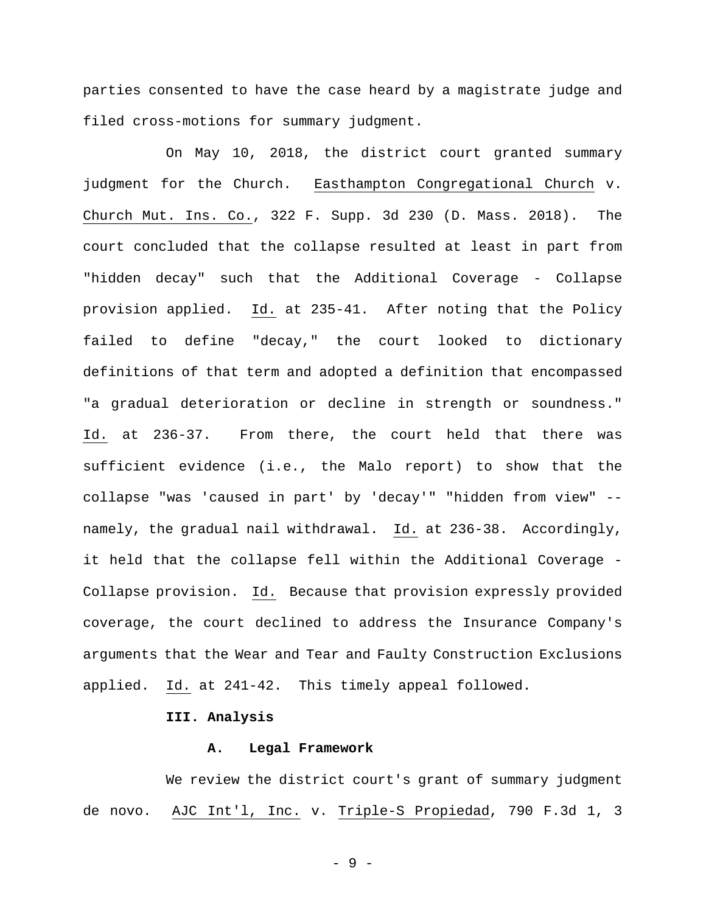parties consented to have the case heard by a magistrate judge and filed cross-motions for summary judgment.

On May 10, 2018, the district court granted summary judgment for the Church. Easthampton Congregational Church v. Church Mut. Ins. Co., 322 F. Supp. 3d 230 (D. Mass. 2018). The court concluded that the collapse resulted at least in part from "hidden decay" such that the Additional Coverage - Collapse provision applied. Id. at 235-41. After noting that the Policy failed to define "decay," the court looked to dictionary definitions of that term and adopted a definition that encompassed "a gradual deterioration or decline in strength or soundness." Id. at 236-37. From there, the court held that there was sufficient evidence (i.e., the Malo report) to show that the collapse "was 'caused in part' by 'decay'" "hidden from view" -- namely, the gradual nail withdrawal. Id. at 236-38. Accordingly, it held that the collapse fell within the Additional Coverage - Collapse provision. Id. Because that provision expressly provided coverage, the court declined to address the Insurance Company's arguments that the Wear and Tear and Faulty Construction Exclusions applied. Id. at 241-42. This timely appeal followed.

## III. Analysis

### A. Legal Framework

We review the district court's grant of summary judgment de novo. AJC Int'l, Inc. v. Triple-S Propiedad, 790 F.3d 1, 3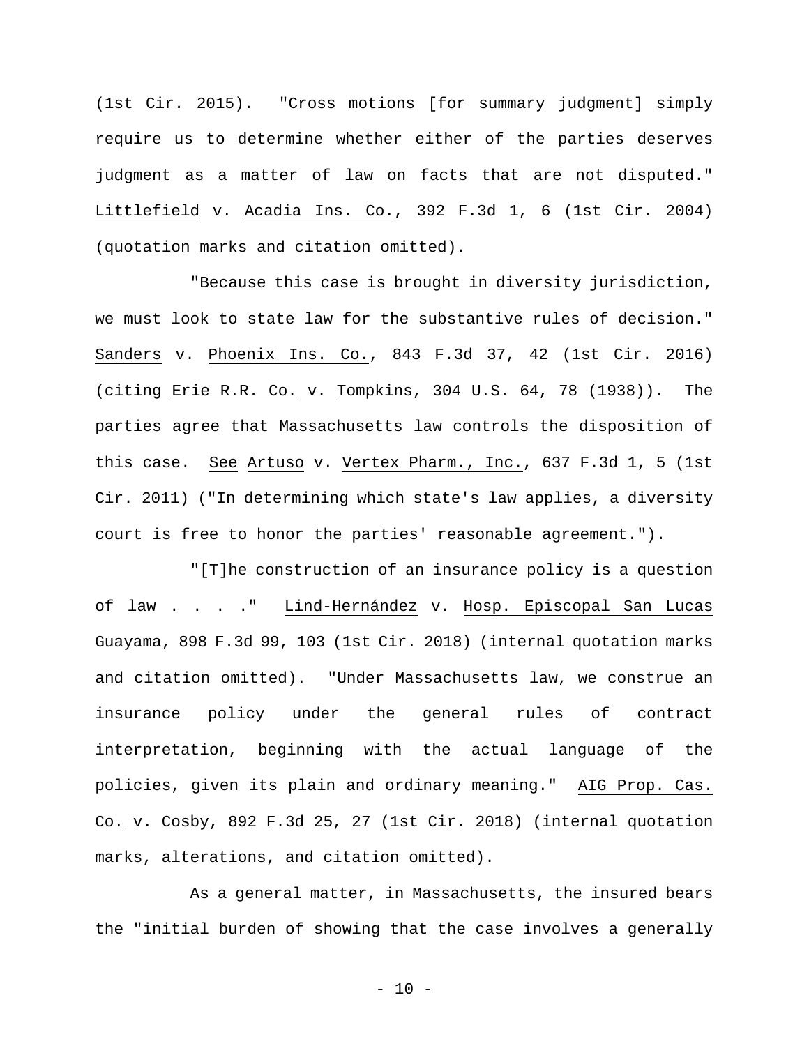(1st Cir. 2015). "Cross motions [for summary judgment] simply require us to determine whether either of the parties deserves judgment as a matter of law on facts that are not disputed." Littlefield v. Acadia Ins. Co., 392 F.3d 1, 6 (1st Cir. 2004) (quotation marks and citation omitted).

"Because this case is brought in diversity jurisdiction, we must look to state law for the substantive rules of decision." Sanders v. Phoenix Ins. Co., 843 F.3d 37, 42 (1st Cir. 2016) (citing Erie R.R. Co. v. Tompkins, 304 U.S. 64, 78 (1938)). The parties agree that Massachusetts law controls the disposition of this case. See Artuso v. Vertex Pharm., Inc., 637 F.3d 1, 5 (1st Cir. 2011) ("In determining which state's law applies, a diversity court is free to honor the parties' reasonable agreement.").

"[T]he construction of an insurance policy is a question of law . . . ." Lind-Hernández v. Hosp. Episcopal San Lucas Guayama, 898 F.3d 99, 103 (1st Cir. 2018) (internal quotation marks and citation omitted). "Under Massachusetts law, we construe an insurance policy under the general rules of contract interpretation, beginning with the actual language of the policies, given its plain and ordinary meaning." AIG Prop. Cas. Co. v. Cosby, 892 F.3d 25, 27 (1st Cir. 2018) (internal quotation marks, alterations, and citation omitted).

As a general matter, in Massachusetts, the insured bears the "initial burden of showing that the case involves a generally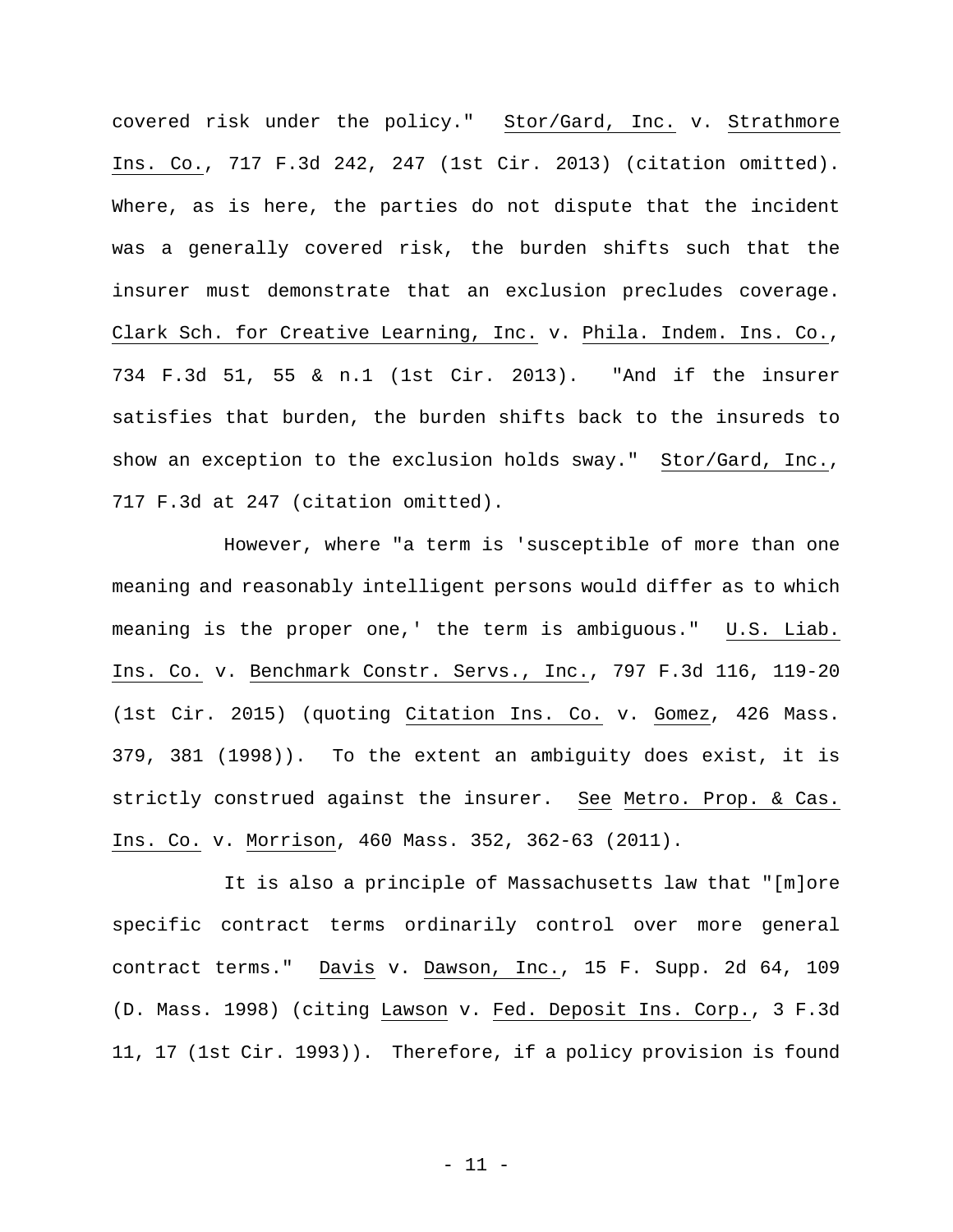covered risk under the policy." Stor/Gard, Inc. v. Strathmore Ins. Co., 717 F.3d 242, 247 (1st Cir. 2013) (citation omitted). Where, as is here, the parties do not dispute that the incident was a generally covered risk, the burden shifts such that the insurer must demonstrate that an exclusion precludes coverage. Clark Sch. for Creative Learning, Inc. v. Phila. Indem. Ins. Co., 734 F.3d 51, 55 & n.1 (1st Cir. 2013). "And if the insurer satisfies that burden, the burden shifts back to the insureds to show an exception to the exclusion holds sway." Stor/Gard, Inc., 717 F.3d at 247 (citation omitted).

However, where "a term is 'susceptible of more than one meaning and reasonably intelligent persons would differ as to which meaning is the proper one,' the term is ambiguous." U.S. Liab. Ins. Co. v. Benchmark Constr. Servs., Inc., 797 F.3d 116, 119-20 (1st Cir. 2015) (quoting Citation Ins. Co. v. Gomez, 426 Mass. 379, 381 (1998)). To the extent an ambiguity does exist, it is strictly construed against the insurer. See Metro. Prop. & Cas. Ins. Co. v. Morrison, 460 Mass. 352, 362-63 (2011).

It is also a principle of Massachusetts law that "[m]ore specific contract terms ordinarily control over more general contract terms." Davis v. Dawson, Inc., 15 F. Supp. 2d 64, 109 (D. Mass. 1998) (citing Lawson v. Fed. Deposit Ins. Corp., 3 F.3d 11, 17 (1st Cir. 1993)). Therefore, if a policy provision is found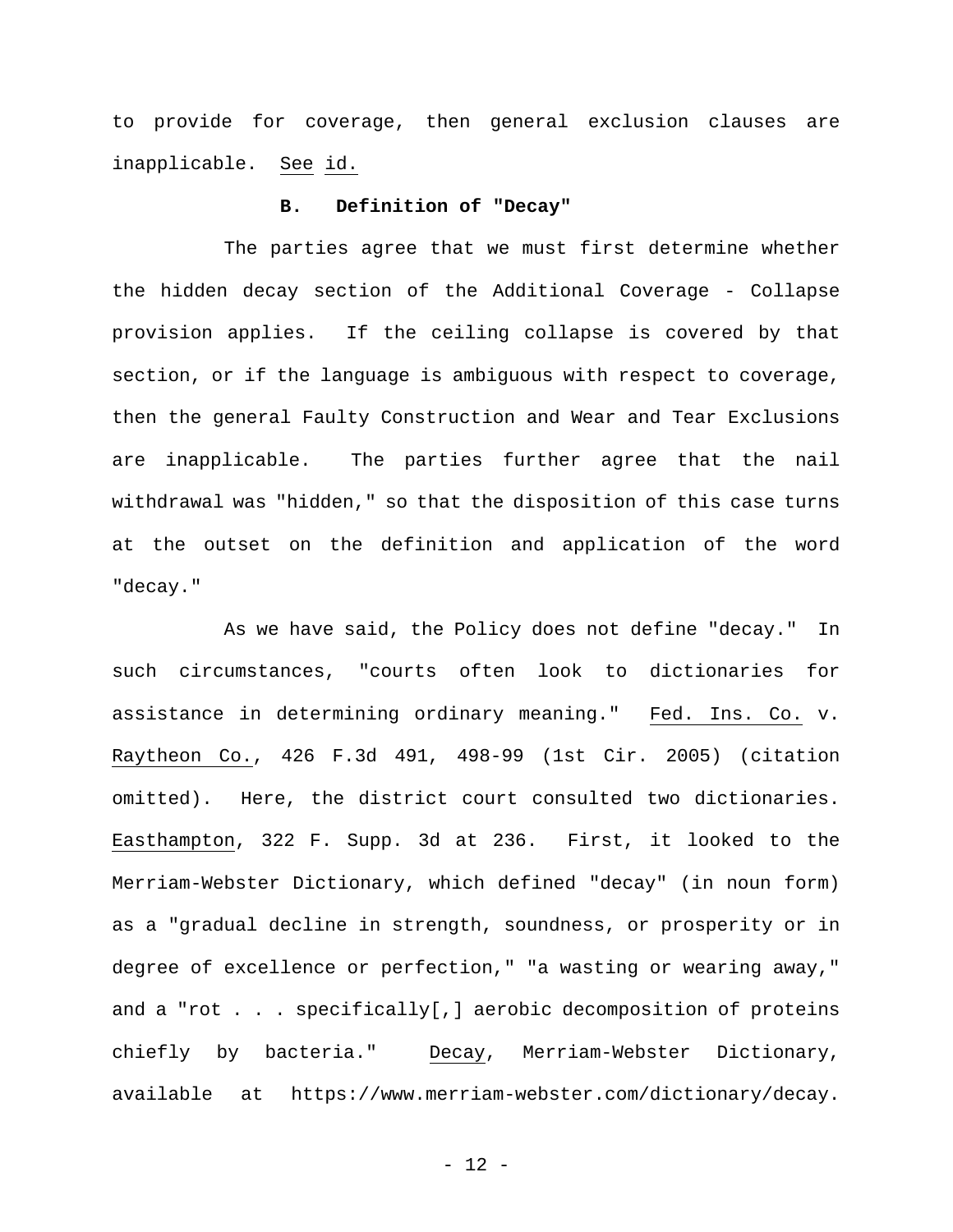to provide for coverage, then general exclusion clauses are inapplicable. See id.

### B. Definition of "Decay"

The parties agree that we must first determine whether the hidden decay section of the Additional Coverage - Collapse provision applies. If the ceiling collapse is covered by that section, or if the language is ambiguous with respect to coverage, then the general Faulty Construction and Wear and Tear Exclusions are inapplicable. The parties further agree that the nail withdrawal was "hidden," so that the disposition of this case turns at the outset on the definition and application of the word "decay."

As we have said, the Policy does not define "decay." In such circumstances, "courts often look to dictionaries for assistance in determining ordinary meaning." Fed. Ins. Co. v. Raytheon Co., 426 F.3d 491, 498-99 (1st Cir. 2005) (citation omitted). Here, the district court consulted two dictionaries. Easthampton, 322 F. Supp. 3d at 236. First, it looked to the Merriam-Webster Dictionary, which defined "decay" (in noun form) as a "gradual decline in strength, soundness, or prosperity or in degree of excellence or perfection," "a wasting or wearing away," and a "rot . . . specifically[,] aerobic decomposition of proteins chiefly by bacteria." Decay, Merriam-Webster Dictionary, available at https://www.merriam-webster.com/dictionary/decay.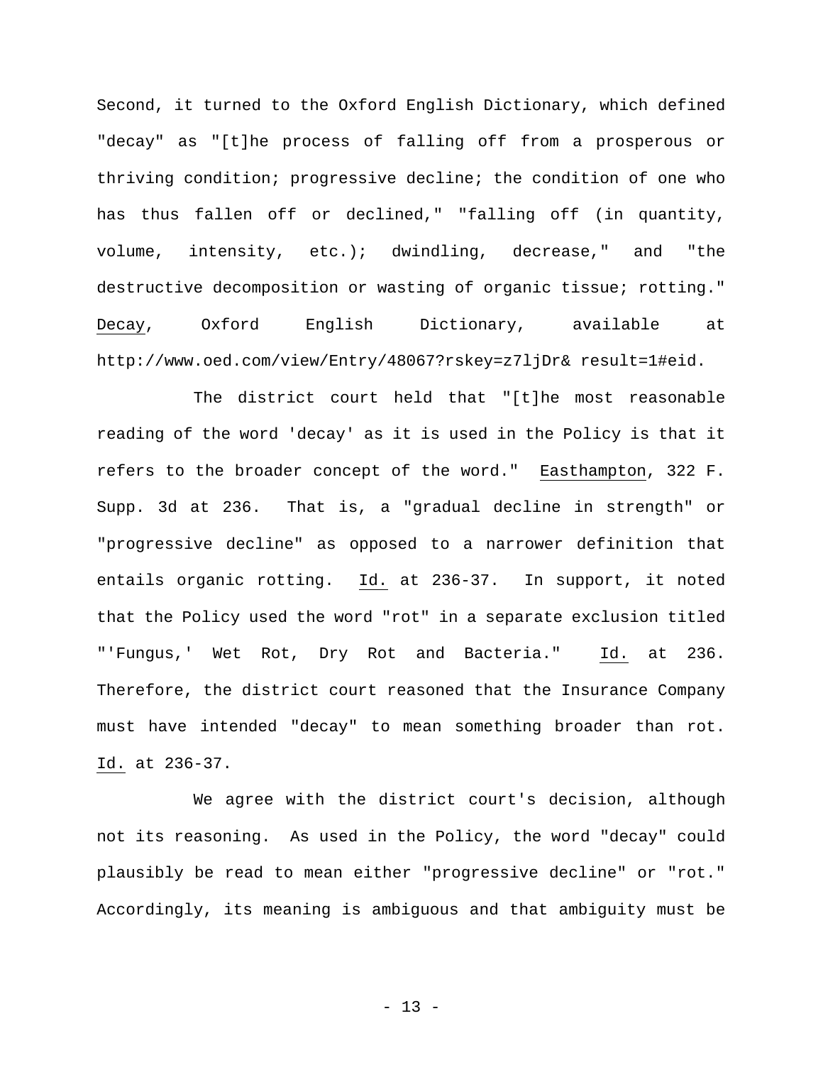Second, it turned to the Oxford English Dictionary, which defined "decay" as "[t]he process of falling off from a prosperous or thriving condition; progressive decline; the condition of one who has thus fallen off or declined," "falling off (in quantity, volume, intensity, etc.); dwindling, decrease," and "the destructive decomposition or wasting of organic tissue; rotting." Decay, Oxford English Dictionary, available at http://www.oed.com/view/Entry/48067?rskey=z7ljDr& result=1#eid.

The district court held that "[t]he most reasonable reading of the word 'decay' as it is used in the Policy is that it refers to the broader concept of the word." Easthampton, 322 F. Supp. 3d at 236. That is, a "gradual decline in strength" or "progressive decline" as opposed to a narrower definition that entails organic rotting. Id. at 236-37. In support, it noted that the Policy used the word "rot" in a separate exclusion titled "'Fungus,' Wet Rot, Dry Rot and Bacteria." Id. at 236. Therefore, the district court reasoned that the Insurance Company must have intended "decay" to mean something broader than rot. Id. at 236-37.

We agree with the district court's decision, although not its reasoning. As used in the Policy, the word "decay" could plausibly be read to mean either "progressive decline" or "rot." Accordingly, its meaning is ambiguous and that ambiguity must be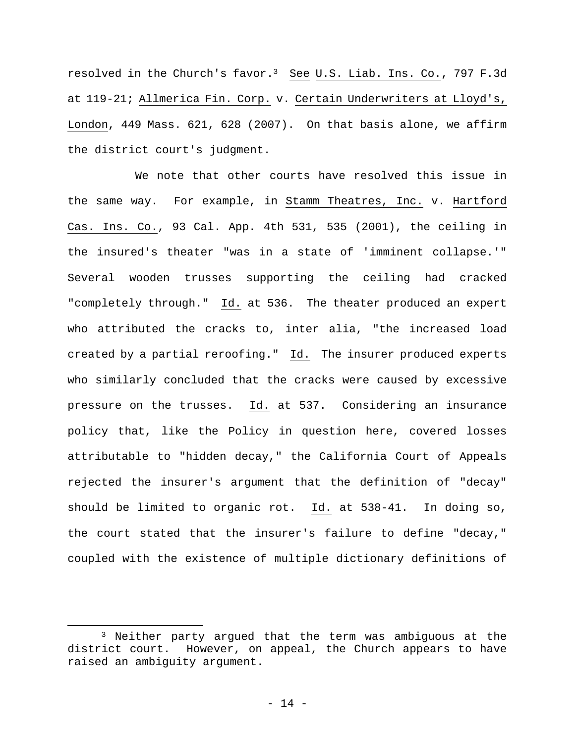resolved in the Church's favor.[3] See U.S. Liab. Ins. Co., 797 F.3d at 119-21; Allmerica Fin. Corp. v. Certain Underwriters at Lloyd's, London, 449 Mass. 621, 628 (2007). On that basis alone, we affirm the district court's judgment.

We note that other courts have resolved this issue in the same way. For example, in Stamm Theatres, Inc. v. Hartford Cas. Ins. Co., 93 Cal. App. 4th 531, 535 (2001), the ceiling in the insured's theater "was in a state of 'imminent collapse.'" Several wooden trusses supporting the ceiling had cracked "completely through." Id. at 536. The theater produced an expert who attributed the cracks to, inter alia, "the increased load created by a partial reroofing." Id. The insurer produced experts who similarly concluded that the cracks were caused by excessive pressure on the trusses. Id. at 537. Considering an insurance policy that, like the Policy in question here, covered losses attributable to "hidden decay," the California Court of Appeals rejected the insurer's argument that the definition of "decay" should be limited to organic rot. Id. at 538-41. In doing so, the court stated that the insurer's failure to define "decay," coupled with the existence of multiple dictionary definitions of

[3] Neither party argued that the term was ambiguous at the district court. However, on appeal, the Church appears to have raised an ambiguity argument.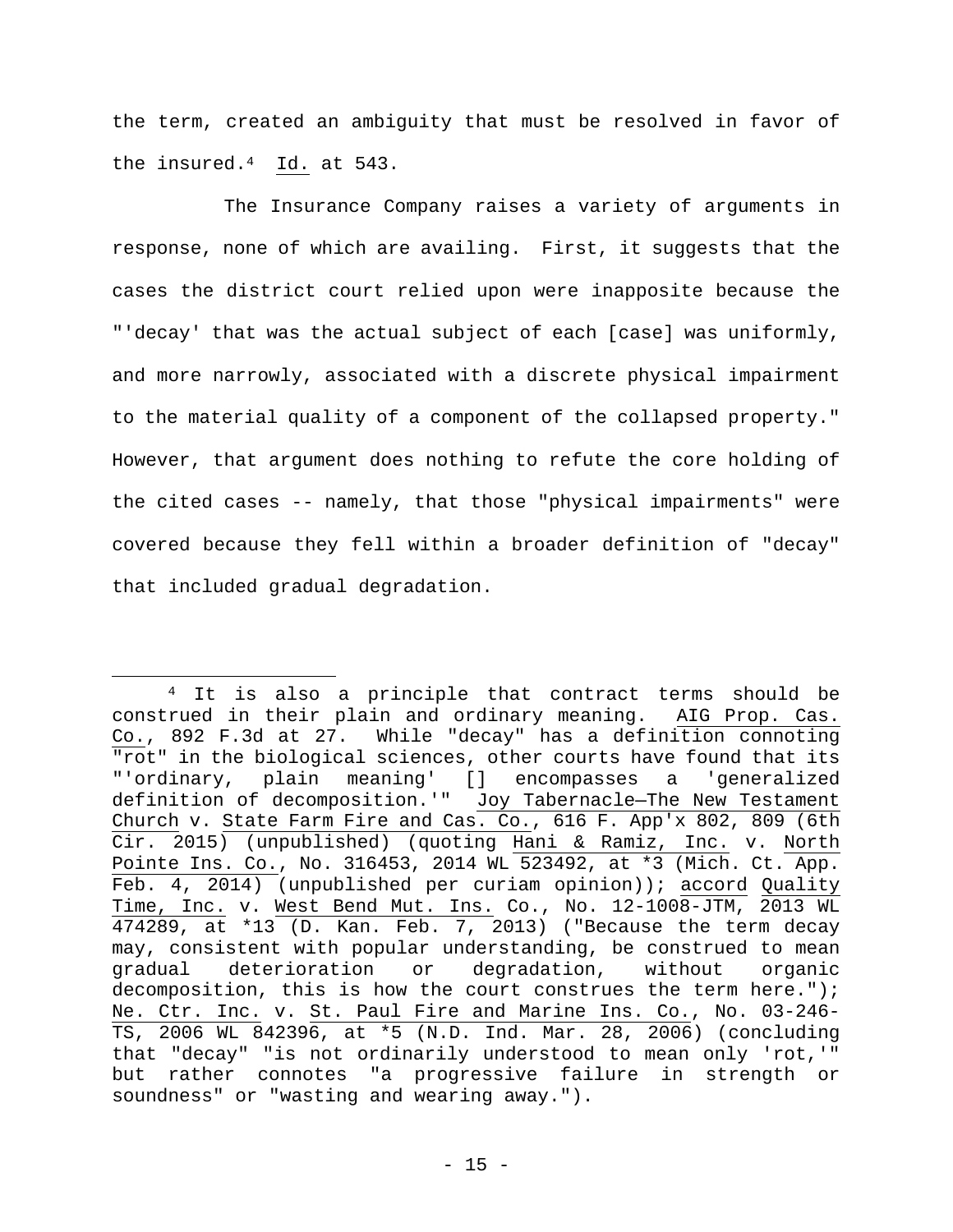the term, created an ambiguity that must be resolved in favor of the insured.[4] Id. at 543.

The Insurance Company raises a variety of arguments in response, none of which are availing. First, it suggests that the cases the district court relied upon were inapposite because the "'decay' that was the actual subject of each [case] was uniformly, and more narrowly, associated with a discrete physical impairment to the material quality of a component of the collapsed property." However, that argument does nothing to refute the core holding of the cited cases -- namely, that those "physical impairments" were covered because they fell within a broader definition of "decay" that included gradual degradation.

---

[4] It is also a principle that contract terms should be construed in their plain and ordinary meaning. AIG Prop. Cas. Co., 892 F.3d at 27. While "decay" has a definition connoting "rot" in the biological sciences, other courts have found that its "'ordinary, plain meaning' [] encompasses a 'generalized definition of decomposition.'" Joy Tabernacle—The New Testament Church v. State Farm Fire and Cas. Co., 616 F. App'x 802, 809 (6th Cir. 2015) (unpublished) (quoting Hani & Ramiz, Inc. v. North Pointe Ins. Co., No. 316453, 2014 WL 523492, at *3 (Mich. Ct. App. Feb. 4, 2014) (unpublished per curiam opinion)); accord Quality Time, Inc. v. West Bend Mut. Ins. Co., No. 12-1008-JTM, 2013 WL 474289, at *13 (D. Kan. Feb. 7, 2013) ("Because the term decay may, consistent with popular understanding, be construed to mean gradual deterioration or degradation, without organic decomposition, this is how the court construes the term here."); Ne. Ctr. Inc. v. St. Paul Fire and Marine Ins. Co., No. 03-246-TS, 2006 WL 842396, at *5 (N.D. Ind. Mar. 28, 2006) (concluding that "decay" "is not ordinarily understood to mean only 'rot,'" but rather connotes "a progressive failure in strength or soundness" or "wasting and wearing away.").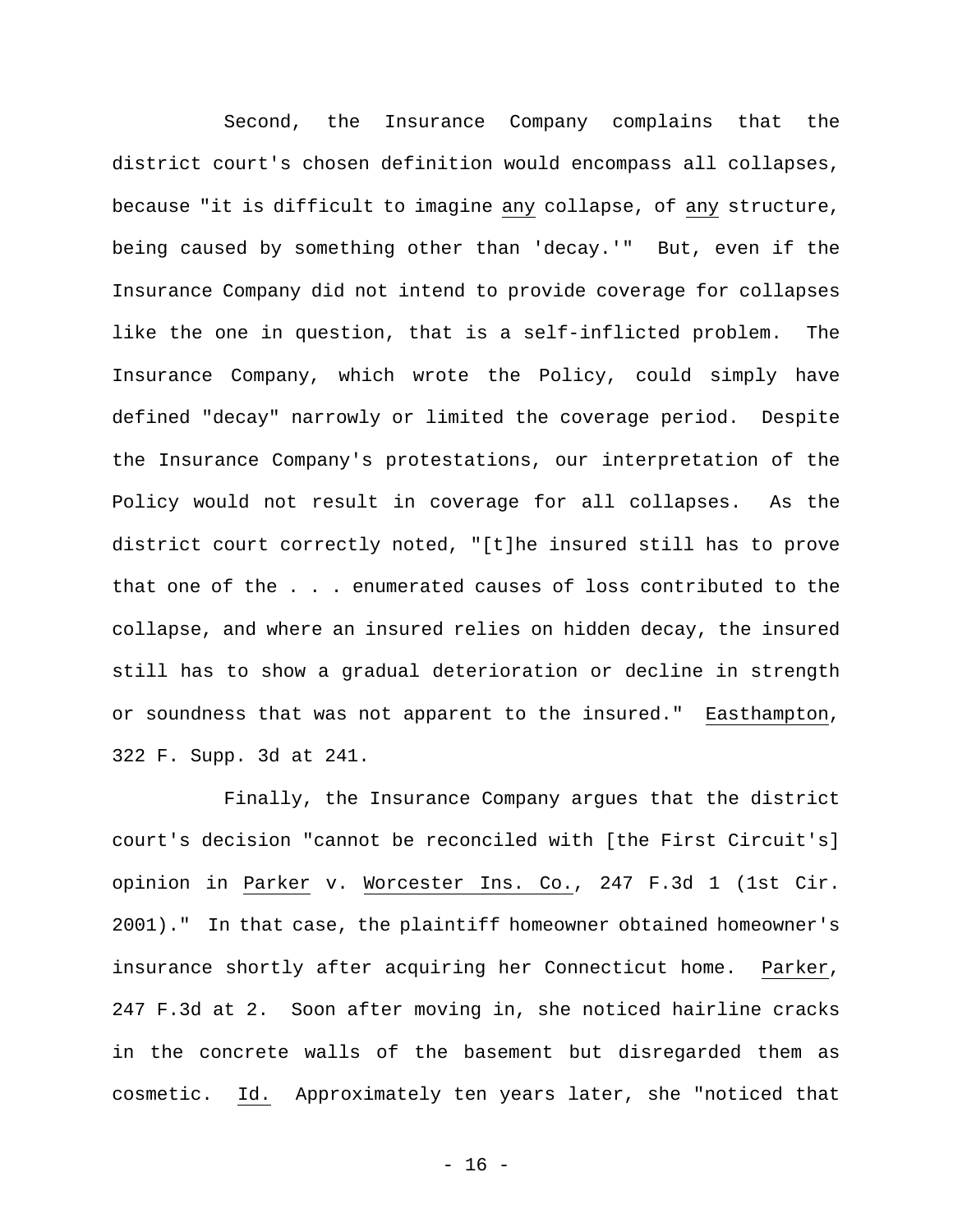Second, the Insurance Company complains that the district court's chosen definition would encompass all collapses, because "it is difficult to imagine _any_ collapse, of _any_ structure, being caused by something other than 'decay.'" But, even if the Insurance Company did not intend to provide coverage for collapses like the one in question, that is a self-inflicted problem. The Insurance Company, which wrote the Policy, could simply have defined "decay" narrowly or limited the coverage period. Despite the Insurance Company's protestations, our interpretation of the Policy would not result in coverage for all collapses. As the district court correctly noted, "[t]he insured still has to prove that one of the . . . enumerated causes of loss contributed to the collapse, and where an insured relies on hidden decay, the insured still has to show a gradual deterioration or decline in strength or soundness that was not apparent to the insured." _Easthampton_, 322 F. Supp. 3d at 241.

Finally, the Insurance Company argues that the district court's decision "cannot be reconciled with [the First Circuit's] opinion in _Parker_ v. _Worcester Ins. Co._, 247 F.3d 1 (1st Cir. 2001)." In that case, the plaintiff homeowner obtained homeowner's insurance shortly after acquiring her Connecticut home. _Parker_, 247 F.3d at 2. Soon after moving in, she noticed hairline cracks in the concrete walls of the basement but disregarded them as cosmetic. _Id._ Approximately ten years later, she "noticed that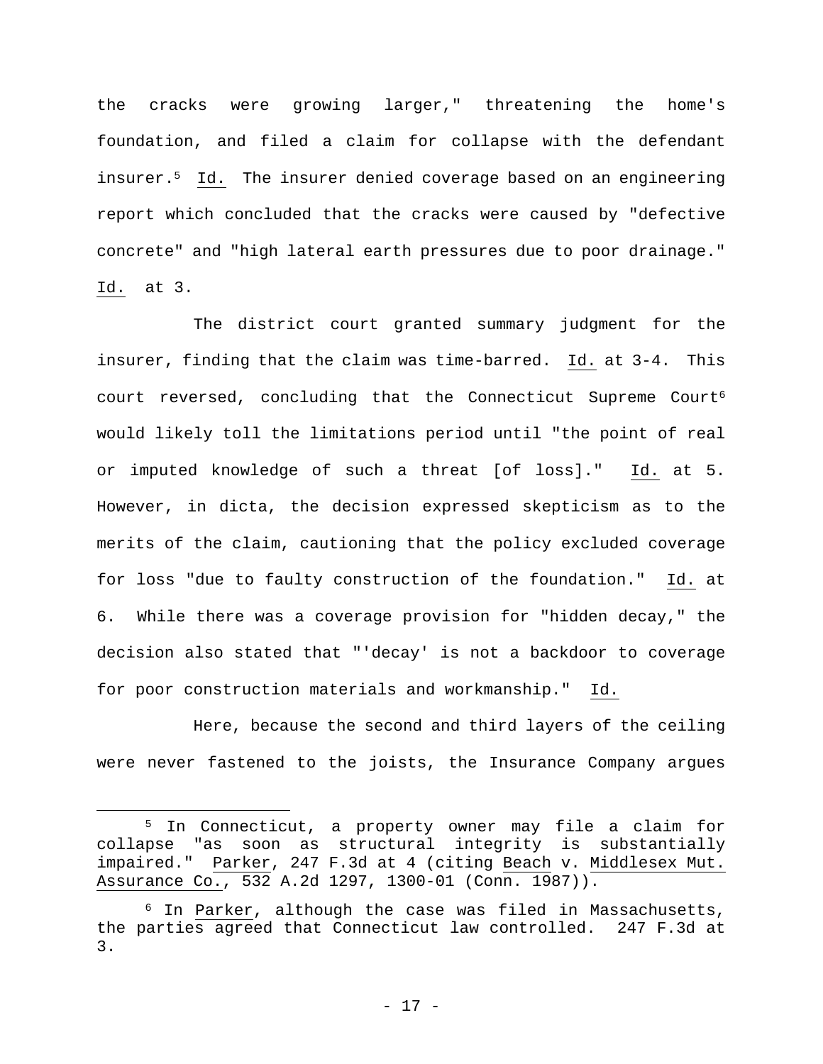the cracks were growing larger," threatening the home's foundation, and filed a claim for collapse with the defendant insurer.[5] Id. The insurer denied coverage based on an engineering report which concluded that the cracks were caused by "defective concrete" and "high lateral earth pressures due to poor drainage." Id. at 3.

The district court granted summary judgment for the insurer, finding that the claim was time-barred. Id. at 3-4. This court reversed, concluding that the Connecticut Supreme Court[6] would likely toll the limitations period until "the point of real or imputed knowledge of such a threat [of loss]." Id. at 5. However, in dicta, the decision expressed skepticism as to the merits of the claim, cautioning that the policy excluded coverage for loss "due to faulty construction of the foundation." Id. at 6. While there was a coverage provision for "hidden decay," the decision also stated that "'decay' is not a backdoor to coverage for poor construction materials and workmanship." Id.

Here, because the second and third layers of the ceiling were never fastened to the joists, the Insurance Company argues

---

[5] In Connecticut, a property owner may file a claim for collapse "as soon as structural integrity is substantially impaired." Parker, 247 F.3d at 4 (citing Beach v. Middlesex Mut. Assurance Co., 532 A.2d 1297, 1300-01 (Conn. 1987)).

[6] In Parker, although the case was filed in Massachusetts, the parties agreed that Connecticut law controlled. 247 F.3d at 3.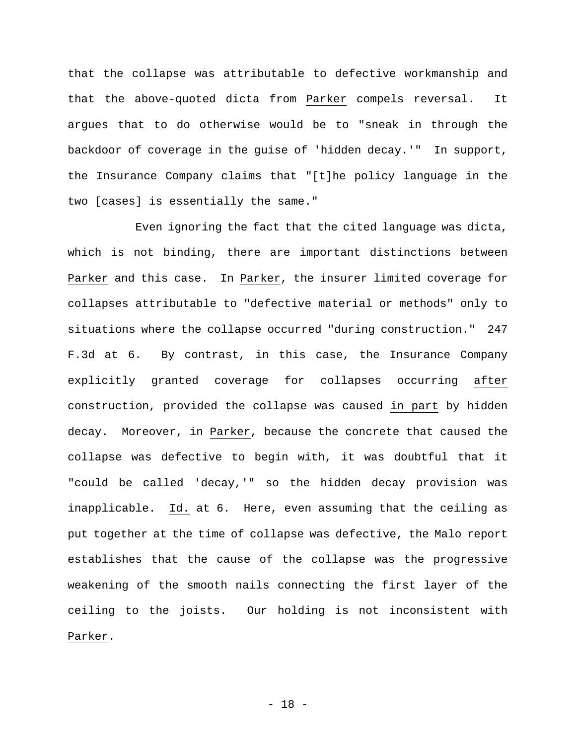that the collapse was attributable to defective workmanship and that the above-quoted dicta from _Parker_ compels reversal. It argues that to do otherwise would be to "sneak in through the backdoor of coverage in the guise of 'hidden decay.'" In support, the Insurance Company claims that "[t]he policy language in the two [cases] is essentially the same."

Even ignoring the fact that the cited language was dicta, which is not binding, there are important distinctions between _Parker_ and this case. In _Parker_, the insurer limited coverage for collapses attributable to "defective material or methods" only to situations where the collapse occurred "_during_ construction." 247 F.3d at 6. By contrast, in this case, the Insurance Company explicitly granted coverage for collapses occurring _after_ construction, provided the collapse was caused _in part_ by hidden decay. Moreover, in _Parker_, because the concrete that caused the collapse was defective to begin with, it was doubtful that it "could be called 'decay,'" so the hidden decay provision was inapplicable. _Id._ at 6. Here, even assuming that the ceiling as put together at the time of collapse was defective, the Malo report establishes that the cause of the collapse was the _progressive_ weakening of the smooth nails connecting the first layer of the ceiling to the joists. Our holding is not inconsistent with _Parker_.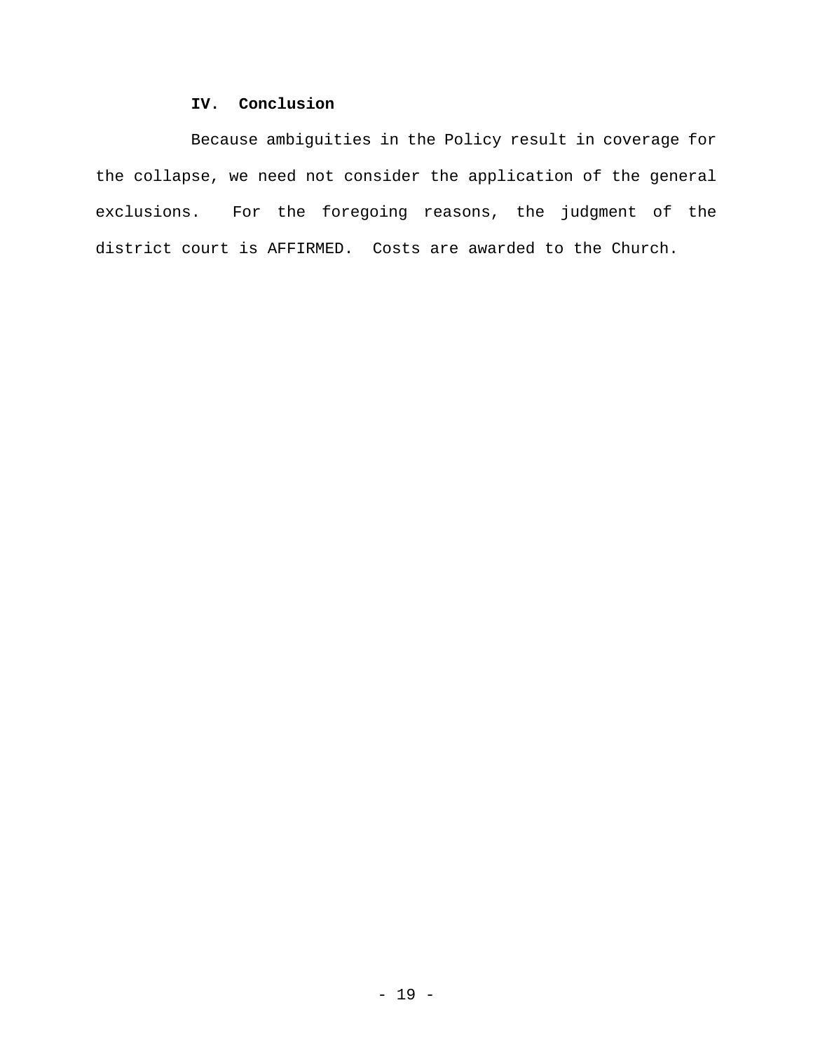### IV. Conclusion

Because ambiguities in the Policy result in coverage for the collapse, we need not consider the application of the general exclusions. For the foregoing reasons, the judgment of the district court is AFFIRMED. Costs are awarded to the Church.